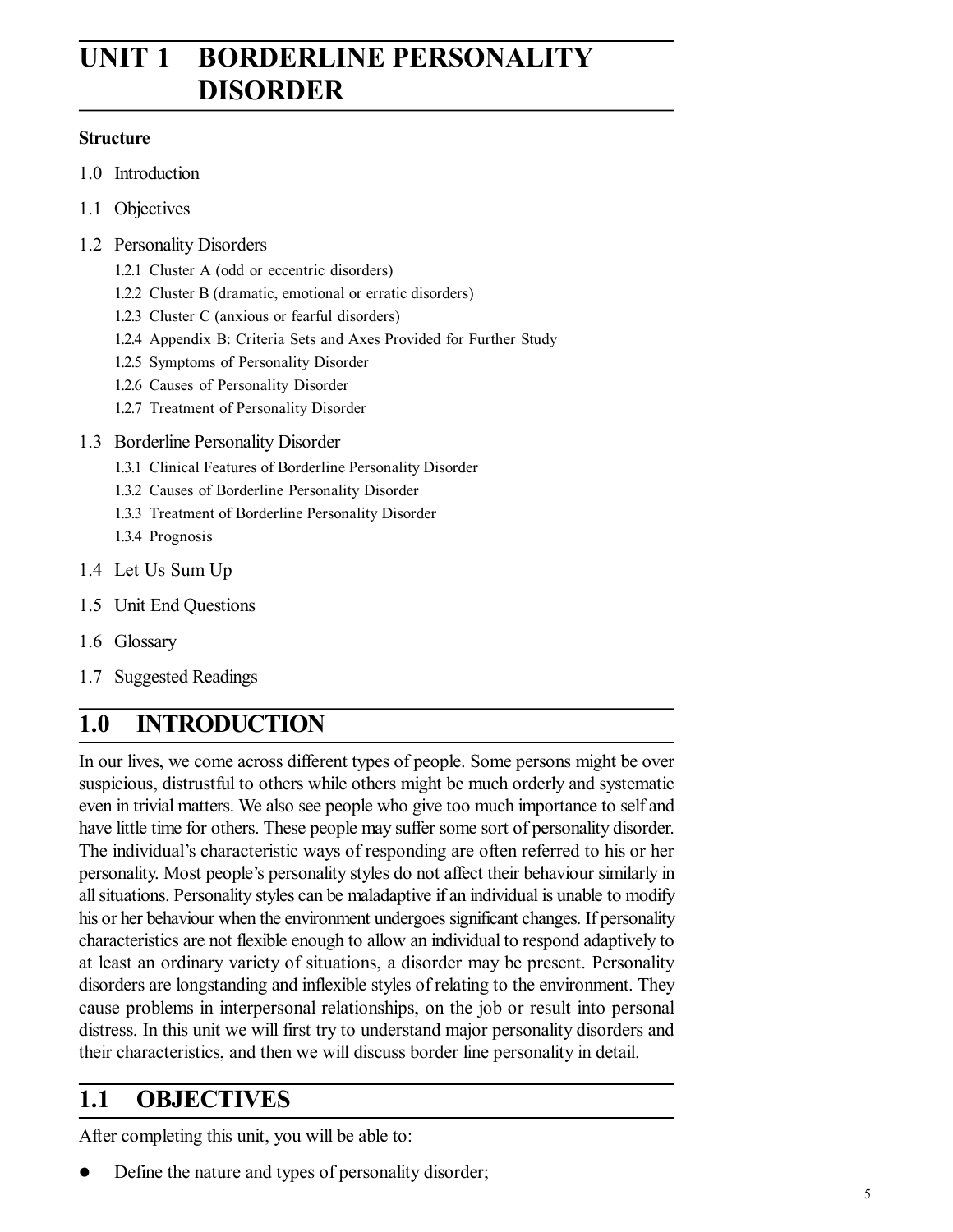# UNIT 1 BORDERLINE PERSONALITY DISORDER

**Structure**

1.0 Introduction

1.1 Objectives

1.2 Personality Disorders

- 1.2.1 Cluster A (odd or eccentric disorders)
- 1.2.2 Cluster B (dramatic, emotional or erratic disorders)
- 1.2.3 Cluster C (anxious or fearful disorders)
- 1.2.4 Appendix B: Criteria Sets and Axes Provided for Further Study
- 1.2.5 Symptoms of Personality Disorder
- 1.2.6 Causes of Personality Disorder
- 1.2.7 Treatment of Personality Disorder

1.3 Borderline Personality Disorder

- 1.3.1 Clinical Features of Borderline Personality Disorder
- 1.3.2 Causes of Borderline Personality Disorder
- 1.3.3 Treatment of Borderline Personality Disorder
- 1.3.4 Prognosis

1.4 Let Us Sum Up

1.5 Unit End Questions

1.6 Glossary

1.7 Suggested Readings

## 1.0 INTRODUCTION

In our lives, we come across different types of people. Some persons might be over suspicious, distrustful to others while others might be much orderly and systematic even in trivial matters. We also see people who give too much importance to self and have little time for others. These people may suffer some sort of personality disorder. The individual's characteristic ways of responding are often referred to his or her personality. Most people's personality styles do not affect their behaviour similarly in all situations. Personality styles can be maladaptive if an individual is unable to modify his or her behaviour when the environment undergoes significant changes. If personality characteristics are not flexible enough to allow an individual to respond adaptively to at least an ordinary variety of situations, a disorder may be present. Personality disorders are longstanding and inflexible styles of relating to the environment. They cause problems in interpersonal relationships, on the job or result into personal distress. In this unit we will first try to understand major personality disorders and their characteristics, and then we will discuss border line personality in detail.

## 1.1 OBJECTIVES

After completing this unit, you will be able to:

- Define the nature and types of personality disorder;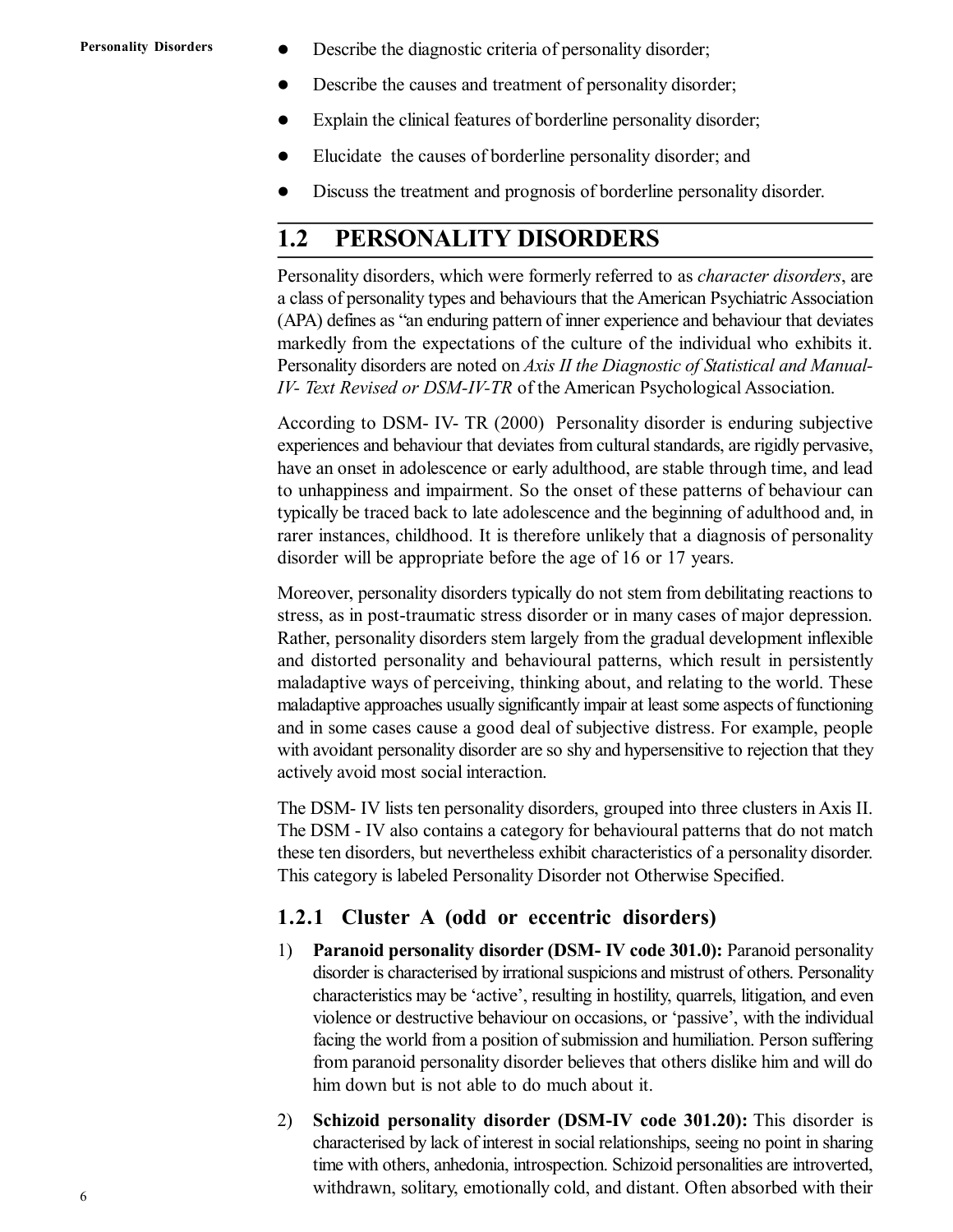- Describe the diagnostic criteria of personality disorder;
- Describe the causes and treatment of personality disorder;
- Explain the clinical features of borderline personality disorder;
- Elucidate the causes of borderline personality disorder; and
- Discuss the treatment and prognosis of borderline personality disorder.

## 1.2 PERSONALITY DISORDERS

Personality disorders, which were formerly referred to as *character disorders*, are a class of personality types and behaviours that the American Psychiatric Association (APA) defines as "an enduring pattern of inner experience and behaviour that deviates markedly from the expectations of the culture of the individual who exhibits it. Personality disorders are noted on *Axis II the Diagnostic of Statistical and Manual-IV- Text Revised or DSM-IV-TR* of the American Psychological Association.

According to DSM- IV- TR (2000) Personality disorder is enduring subjective experiences and behaviour that deviates from cultural standards, are rigidly pervasive, have an onset in adolescence or early adulthood, are stable through time, and lead to unhappiness and impairment. So the onset of these patterns of behaviour can typically be traced back to late adolescence and the beginning of adulthood and, in rarer instances, childhood. It is therefore unlikely that a diagnosis of personality disorder will be appropriate before the age of 16 or 17 years.

Moreover, personality disorders typically do not stem from debilitating reactions to stress, as in post-traumatic stress disorder or in many cases of major depression. Rather, personality disorders stem largely from the gradual development inflexible and distorted personality and behavioural patterns, which result in persistently maladaptive ways of perceiving, thinking about, and relating to the world. These maladaptive approaches usually significantly impair at least some aspects of functioning and in some cases cause a good deal of subjective distress. For example, people with avoidant personality disorder are so shy and hypersensitive to rejection that they actively avoid most social interaction.

The DSM- IV lists ten personality disorders, grouped into three clusters in Axis II. The DSM - IV also contains a category for behavioural patterns that do not match these ten disorders, but nevertheless exhibit characteristics of a personality disorder. This category is labeled Personality Disorder not Otherwise Specified.

### 1.2.1 Cluster A (odd or eccentric disorders)

1) **Paranoid personality disorder (DSM- IV code 301.0):** Paranoid personality disorder is characterised by irrational suspicions and mistrust of others. Personality characteristics may be 'active', resulting in hostility, quarrels, litigation, and even violence or destructive behaviour on occasions, or 'passive', with the individual facing the world from a position of submission and humiliation. Person suffering from paranoid personality disorder believes that others dislike him and will do him down but is not able to do much about it.

2) **Schizoid personality disorder (DSM-IV code 301.20):** This disorder is characterised by lack of interest in social relationships, seeing no point in sharing time with others, anhedonia, introspection. Schizoid personalities are introverted, withdrawn, solitary, emotionally cold, and distant. Often absorbed with their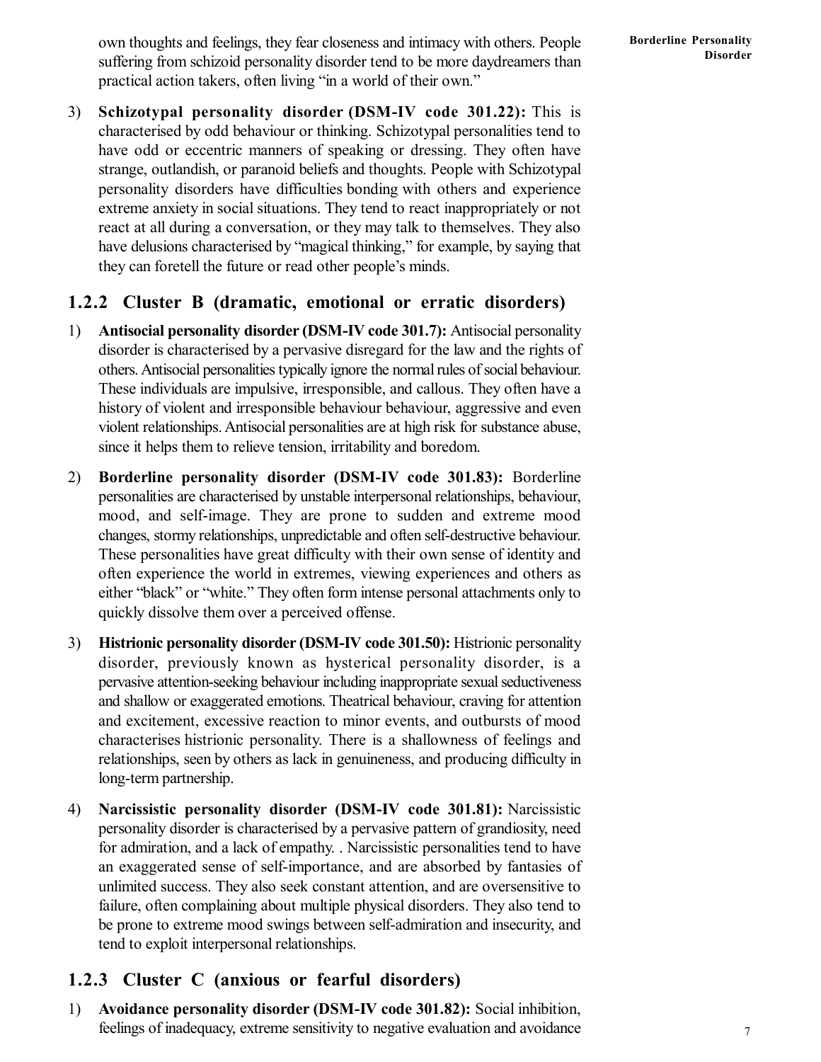own thoughts and feelings, they fear closeness and intimacy with others. People suffering from schizoid personality disorder tend to be more daydreamers than practical action takers, often living "in a world of their own."

3) **Schizotypal personality disorder (DSM-IV code 301.22):** This is characterised by odd behaviour or thinking. Schizotypal personalities tend to have odd or eccentric manners of speaking or dressing. They often have strange, outlandish, or paranoid beliefs and thoughts. People with Schizotypal personality disorders have difficulties bonding with others and experience extreme anxiety in social situations. They tend to react inappropriately or not react at all during a conversation, or they may talk to themselves. They also have delusions characterised by "magical thinking," for example, by saying that they can foretell the future or read other people's minds.

### 1.2.2 Cluster B (dramatic, emotional or erratic disorders)

1) **Antisocial personality disorder (DSM-IV code 301.7):** Antisocial personality disorder is characterised by a pervasive disregard for the law and the rights of others. Antisocial personalities typically ignore the normal rules of social behaviour. These individuals are impulsive, irresponsible, and callous. They often have a history of violent and irresponsible behaviour behaviour, aggressive and even violent relationships. Antisocial personalities are at high risk for substance abuse, since it helps them to relieve tension, irritability and boredom.

2) **Borderline personality disorder (DSM-IV code 301.83):** Borderline personalities are characterised by unstable interpersonal relationships, behaviour, mood, and self-image. They are prone to sudden and extreme mood changes, stormy relationships, unpredictable and often self-destructive behaviour. These personalities have great difficulty with their own sense of identity and often experience the world in extremes, viewing experiences and others as either "black" or "white." They often form intense personal attachments only to quickly dissolve them over a perceived offense.

3) **Histrionic personality disorder (DSM-IV code 301.50):** Histrionic personality disorder, previously known as hysterical personality disorder, is a pervasive attention-seeking behaviour including inappropriate sexual seductiveness and shallow or exaggerated emotions. Theatrical behaviour, craving for attention and excitement, excessive reaction to minor events, and outbursts of mood characterises histrionic personality. There is a shallowness of feelings and relationships, seen by others as lack in genuineness, and producing difficulty in long-term partnership.

4) **Narcissistic personality disorder (DSM-IV code 301.81):** Narcissistic personality disorder is characterised by a pervasive pattern of grandiosity, need for admiration, and a lack of empathy. . Narcissistic personalities tend to have an exaggerated sense of self-importance, and are absorbed by fantasies of unlimited success. They also seek constant attention, and are oversensitive to failure, often complaining about multiple physical disorders. They also tend to be prone to extreme mood swings between self-admiration and insecurity, and tend to exploit interpersonal relationships.

### 1.2.3 Cluster C (anxious or fearful disorders)

1) **Avoidance personality disorder (DSM-IV code 301.82):** Social inhibition, feelings of inadequacy, extreme sensitivity to negative evaluation and avoidance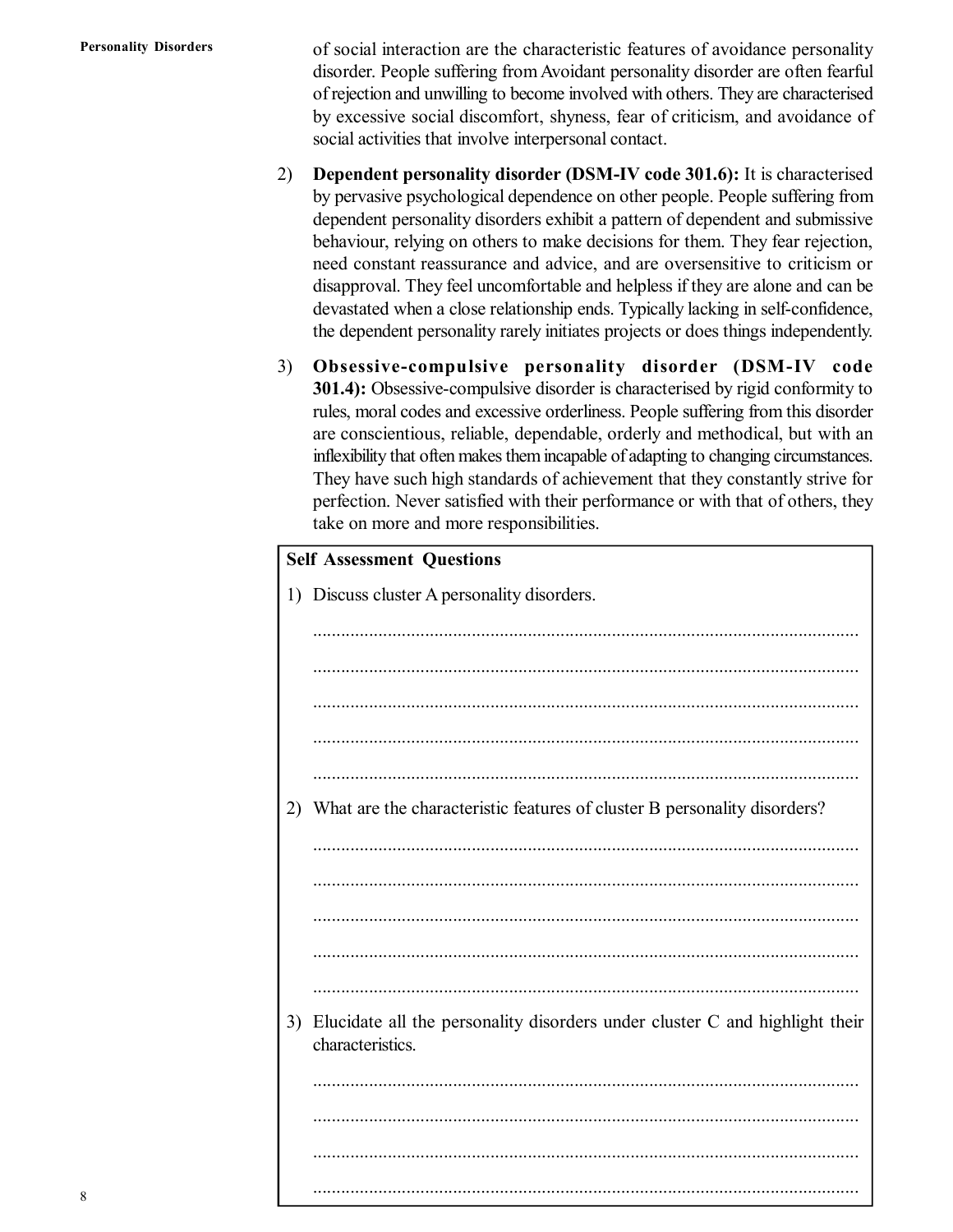of social interaction are the characteristic features of avoidance personality disorder. People suffering from Avoidant personality disorder are often fearful of rejection and unwilling to become involved with others. They are characterised by excessive social discomfort, shyness, fear of criticism, and avoidance of social activities that involve interpersonal contact.

2) **Dependent personality disorder (DSM-IV code 301.6):** It is characterised by pervasive psychological dependence on other people. People suffering from dependent personality disorders exhibit a pattern of dependent and submissive behaviour, relying on others to make decisions for them. They fear rejection, need constant reassurance and advice, and are oversensitive to criticism or disapproval. They feel uncomfortable and helpless if they are alone and can be devastated when a close relationship ends. Typically lacking in self-confidence, the dependent personality rarely initiates projects or does things independently.

3) **Obsessive-compulsive personality disorder (DSM-IV code 301.4):** Obsessive-compulsive disorder is characterised by rigid conformity to rules, moral codes and excessive orderliness. People suffering from this disorder are conscientious, reliable, dependable, orderly and methodical, but with an inflexibility that often makes them incapable of adapting to changing circumstances. They have such high standards of achievement that they constantly strive for perfection. Never satisfied with their performance or with that of others, they take on more and more responsibilities.

**Self Assessment Questions**

1) Discuss cluster A personality disorders.

.....................................................................................................................

.....................................................................................................................

.....................................................................................................................

.....................................................................................................................

.....................................................................................................................

2) What are the characteristic features of cluster B personality disorders?

.....................................................................................................................

.....................................................................................................................

.....................................................................................................................

.....................................................................................................................

.....................................................................................................................

3) Elucidate all the personality disorders under cluster C and highlight their characteristics.

.....................................................................................................................

.....................................................................................................................

.....................................................................................................................

.....................................................................................................................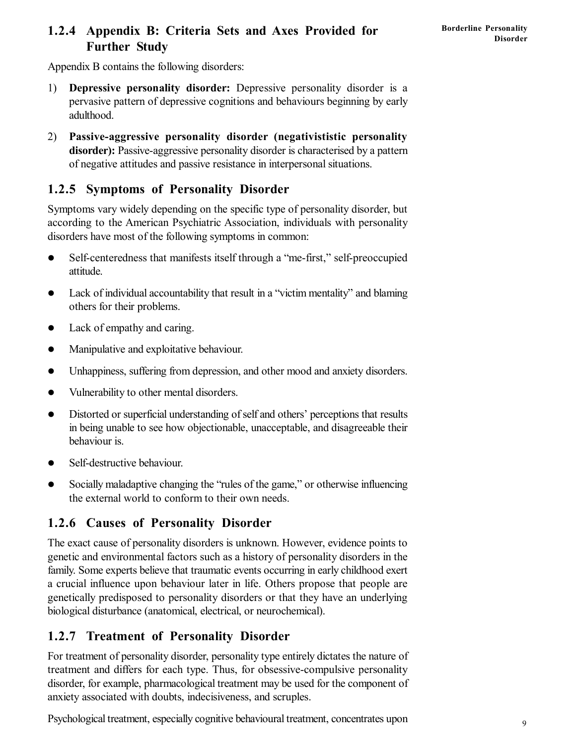### 1.2.4 Appendix B: Criteria Sets and Axes Provided for Further Study

Appendix B contains the following disorders:

1) **Depressive personality disorder:** Depressive personality disorder is a pervasive pattern of depressive cognitions and behaviours beginning by early adulthood.

2) **Passive-aggressive personality disorder (negativistic personality disorder):** Passive-aggressive personality disorder is characterised by a pattern of negative attitudes and passive resistance in interpersonal situations.

### 1.2.5 Symptoms of Personality Disorder

Symptoms vary widely depending on the specific type of personality disorder, but according to the American Psychiatric Association, individuals with personality disorders have most of the following symptoms in common:

- Self-centeredness that manifests itself through a "me-first," self-preoccupied attitude.
- Lack of individual accountability that result in a "victim mentality" and blaming others for their problems.
- Lack of empathy and caring.
- Manipulative and exploitative behaviour.
- Unhappiness, suffering from depression, and other mood and anxiety disorders.
- Vulnerability to other mental disorders.
- Distorted or superficial understanding of self and others' perceptions that results in being unable to see how objectionable, unacceptable, and disagreeable their behaviour is.
- Self-destructive behaviour.
- Socially maladaptive changing the "rules of the game," or otherwise influencing the external world to conform to their own needs.

### 1.2.6 Causes of Personality Disorder

The exact cause of personality disorders is unknown. However, evidence points to genetic and environmental factors such as a history of personality disorders in the family. Some experts believe that traumatic events occurring in early childhood exert a crucial influence upon behaviour later in life. Others propose that people are genetically predisposed to personality disorders or that they have an underlying biological disturbance (anatomical, electrical, or neurochemical).

### 1.2.7 Treatment of Personality Disorder

For treatment of personality disorder, personality type entirely dictates the nature of treatment and differs for each type. Thus, for obsessive-compulsive personality disorder, for example, pharmacological treatment may be used for the component of anxiety associated with doubts, indecisiveness, and scruples.

Psychological treatment, especially cognitive behavioural treatment, concentrates upon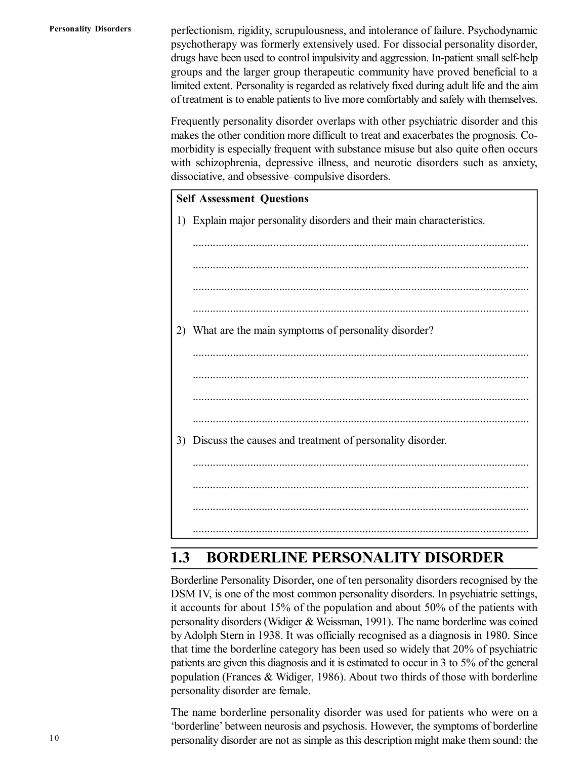perfectionism, rigidity, scrupulousness, and intolerance of failure. Psychodynamic psychotherapy was formerly extensively used. For dissocial personality disorder, drugs have been used to control impulsivity and aggression. In-patient small self-help groups and the larger group therapeutic community have proved beneficial to a limited extent. Personality is regarded as relatively fixed during adult life and the aim of treatment is to enable patients to live more comfortably and safely with themselves.

Frequently personality disorder overlaps with other psychiatric disorder and this makes the other condition more difficult to treat and exacerbates the prognosis. Co-morbidity is especially frequent with substance misuse but also quite often occurs with schizophrenia, depressive illness, and neurotic disorders such as anxiety, dissociative, and obsessive–compulsive disorders.

**Self Assessment Questions**

1) Explain major personality disorders and their main characteristics.

......................................................................................................................

......................................................................................................................

......................................................................................................................

......................................................................................................................

2) What are the main symptoms of personality disorder?

......................................................................................................................

......................................................................................................................

......................................................................................................................

......................................................................................................................

3) Discuss the causes and treatment of personality disorder.

......................................................................................................................

......................................................................................................................

......................................................................................................................

......................................................................................................................

## 1.3 BORDERLINE PERSONALITY DISORDER

Borderline Personality Disorder, one of ten personality disorders recognised by the DSM IV, is one of the most common personality disorders. In psychiatric settings, it accounts for about 15% of the population and about 50% of the patients with personality disorders (Widiger & Weissman, 1991). The name borderline was coined by Adolph Stern in 1938. It was officially recognised as a diagnosis in 1980. Since that time the borderline category has been used so widely that 20% of psychiatric patients are given this diagnosis and it is estimated to occur in 3 to 5% of the general population (Frances & Widiger, 1986). About two thirds of those with borderline personality disorder are female.

The name borderline personality disorder was used for patients who were on a 'borderline' between neurosis and psychosis. However, the symptoms of borderline personality disorder are not as simple as this description might make them sound: the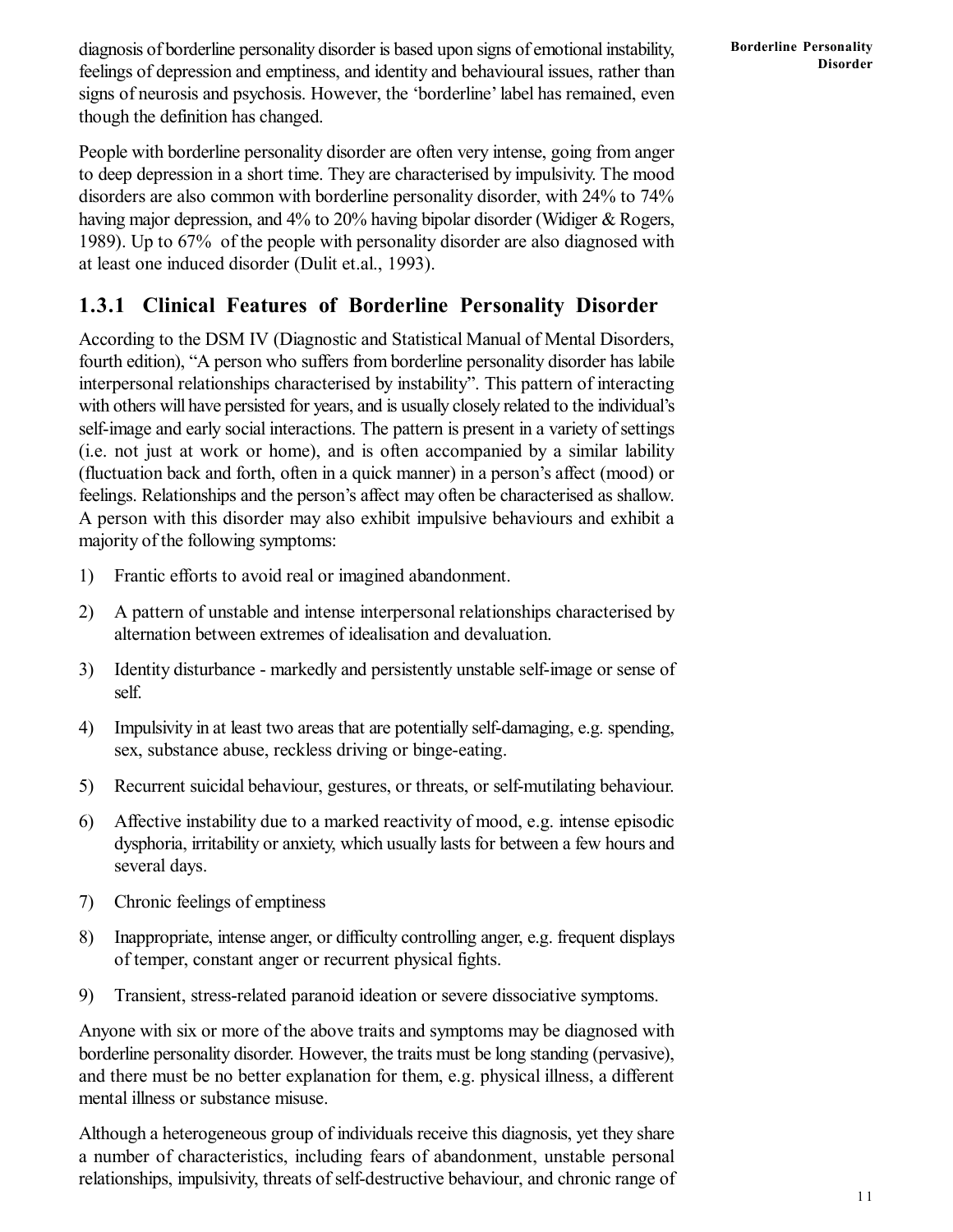diagnosis of borderline personality disorder is based upon signs of emotional instability, feelings of depression and emptiness, and identity and behavioural issues, rather than signs of neurosis and psychosis. However, the 'borderline' label has remained, even though the definition has changed.

People with borderline personality disorder are often very intense, going from anger to deep depression in a short time. They are characterised by impulsivity. The mood disorders are also common with borderline personality disorder, with 24% to 74% having major depression, and 4% to 20% having bipolar disorder (Widiger & Rogers, 1989). Up to 67% of the people with personality disorder are also diagnosed with at least one induced disorder (Dulit et.al., 1993).

### 1.3.1 Clinical Features of Borderline Personality Disorder

According to the DSM IV (Diagnostic and Statistical Manual of Mental Disorders, fourth edition), "A person who suffers from borderline personality disorder has labile interpersonal relationships characterised by instability". This pattern of interacting with others will have persisted for years, and is usually closely related to the individual's self-image and early social interactions. The pattern is present in a variety of settings (i.e. not just at work or home), and is often accompanied by a similar lability (fluctuation back and forth, often in a quick manner) in a person's affect (mood) or feelings. Relationships and the person's affect may often be characterised as shallow. A person with this disorder may also exhibit impulsive behaviours and exhibit a majority of the following symptoms:

1) Frantic efforts to avoid real or imagined abandonment.
2) A pattern of unstable and intense interpersonal relationships characterised by alternation between extremes of idealisation and devaluation.
3) Identity disturbance - markedly and persistently unstable self-image or sense of self.
4) Impulsivity in at least two areas that are potentially self-damaging, e.g. spending, sex, substance abuse, reckless driving or binge-eating.
5) Recurrent suicidal behaviour, gestures, or threats, or self-mutilating behaviour.
6) Affective instability due to a marked reactivity of mood, e.g. intense episodic dysphoria, irritability or anxiety, which usually lasts for between a few hours and several days.
7) Chronic feelings of emptiness
8) Inappropriate, intense anger, or difficulty controlling anger, e.g. frequent displays of temper, constant anger or recurrent physical fights.
9) Transient, stress-related paranoid ideation or severe dissociative symptoms.

Anyone with six or more of the above traits and symptoms may be diagnosed with borderline personality disorder. However, the traits must be long standing (pervasive), and there must be no better explanation for them, e.g. physical illness, a different mental illness or substance misuse.

Although a heterogeneous group of individuals receive this diagnosis, yet they share a number of characteristics, including fears of abandonment, unstable personal relationships, impulsivity, threats of self-destructive behaviour, and chronic range of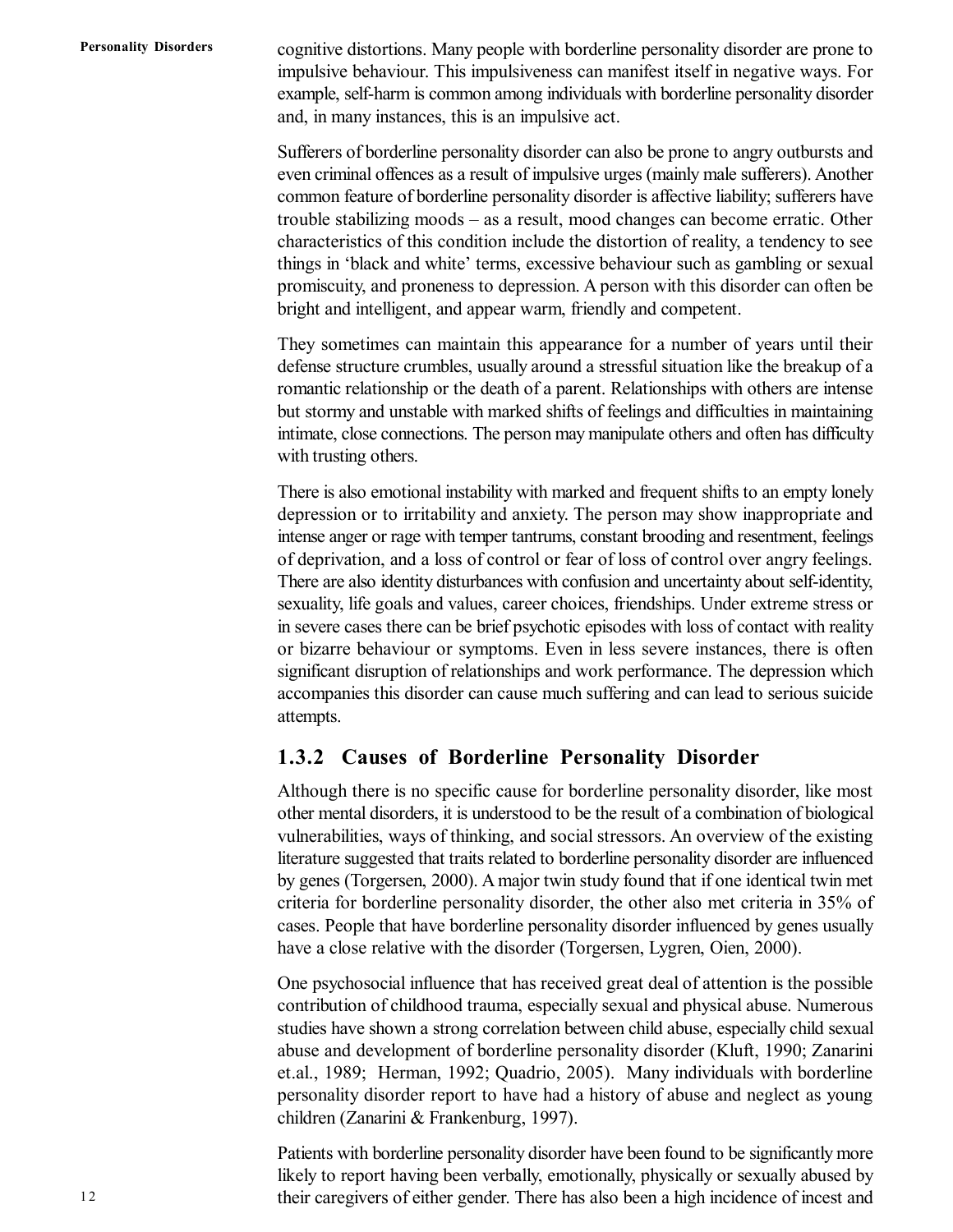cognitive distortions. Many people with borderline personality disorder are prone to impulsive behaviour. This impulsiveness can manifest itself in negative ways. For example, self-harm is common among individuals with borderline personality disorder and, in many instances, this is an impulsive act.

Sufferers of borderline personality disorder can also be prone to angry outbursts and even criminal offences as a result of impulsive urges (mainly male sufferers). Another common feature of borderline personality disorder is affective liability; sufferers have trouble stabilizing moods – as a result, mood changes can become erratic. Other characteristics of this condition include the distortion of reality, a tendency to see things in 'black and white' terms, excessive behaviour such as gambling or sexual promiscuity, and proneness to depression. A person with this disorder can often be bright and intelligent, and appear warm, friendly and competent.

They sometimes can maintain this appearance for a number of years until their defense structure crumbles, usually around a stressful situation like the breakup of a romantic relationship or the death of a parent. Relationships with others are intense but stormy and unstable with marked shifts of feelings and difficulties in maintaining intimate, close connections. The person may manipulate others and often has difficulty with trusting others.

There is also emotional instability with marked and frequent shifts to an empty lonely depression or to irritability and anxiety. The person may show inappropriate and intense anger or rage with temper tantrums, constant brooding and resentment, feelings of deprivation, and a loss of control or fear of loss of control over angry feelings. There are also identity disturbances with confusion and uncertainty about self-identity, sexuality, life goals and values, career choices, friendships. Under extreme stress or in severe cases there can be brief psychotic episodes with loss of contact with reality or bizarre behaviour or symptoms. Even in less severe instances, there is often significant disruption of relationships and work performance. The depression which accompanies this disorder can cause much suffering and can lead to serious suicide attempts.

### 1.3.2 Causes of Borderline Personality Disorder

Although there is no specific cause for borderline personality disorder, like most other mental disorders, it is understood to be the result of a combination of biological vulnerabilities, ways of thinking, and social stressors. An overview of the existing literature suggested that traits related to borderline personality disorder are influenced by genes (Torgersen, 2000). A major twin study found that if one identical twin met criteria for borderline personality disorder, the other also met criteria in 35% of cases. People that have borderline personality disorder influenced by genes usually have a close relative with the disorder (Torgersen, Lygren, Oien, 2000).

One psychosocial influence that has received great deal of attention is the possible contribution of childhood trauma, especially sexual and physical abuse. Numerous studies have shown a strong correlation between child abuse, especially child sexual abuse and development of borderline personality disorder (Kluft, 1990; Zanarini et.al., 1989; Herman, 1992; Quadrio, 2005). Many individuals with borderline personality disorder report to have had a history of abuse and neglect as young children (Zanarini & Frankenburg, 1997).

Patients with borderline personality disorder have been found to be significantly more likely to report having been verbally, emotionally, physically or sexually abused by their caregivers of either gender. There has also been a high incidence of incest and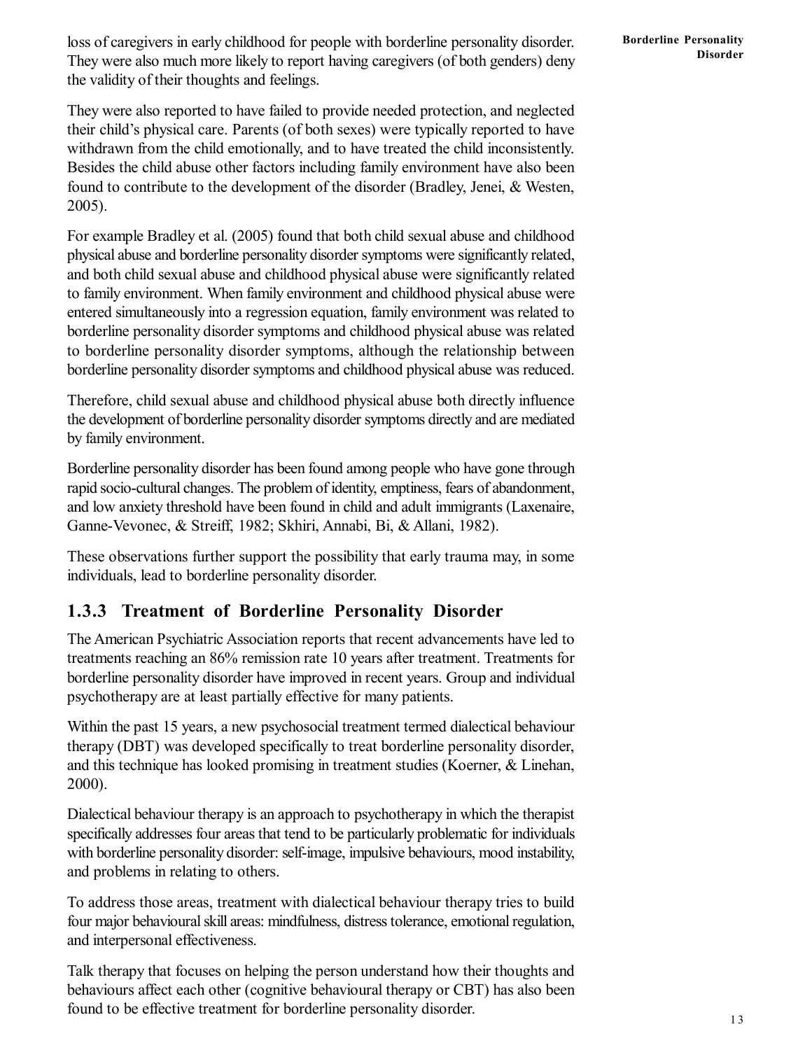loss of caregivers in early childhood for people with borderline personality disorder. They were also much more likely to report having caregivers (of both genders) deny the validity of their thoughts and feelings.

They were also reported to have failed to provide needed protection, and neglected their child's physical care. Parents (of both sexes) were typically reported to have withdrawn from the child emotionally, and to have treated the child inconsistently. Besides the child abuse other factors including family environment have also been found to contribute to the development of the disorder (Bradley, Jenei, & Westen, 2005).

For example Bradley et al. (2005) found that both child sexual abuse and childhood physical abuse and borderline personality disorder symptoms were significantly related, and both child sexual abuse and childhood physical abuse were significantly related to family environment. When family environment and childhood physical abuse were entered simultaneously into a regression equation, family environment was related to borderline personality disorder symptoms and childhood physical abuse was related to borderline personality disorder symptoms, although the relationship between borderline personality disorder symptoms and childhood physical abuse was reduced.

Therefore, child sexual abuse and childhood physical abuse both directly influence the development of borderline personality disorder symptoms directly and are mediated by family environment.

Borderline personality disorder has been found among people who have gone through rapid socio-cultural changes. The problem of identity, emptiness, fears of abandonment, and low anxiety threshold have been found in child and adult immigrants (Laxenaire, Ganne-Vevonec, & Streiff, 1982; Skhiri, Annabi, Bi, & Allani, 1982).

These observations further support the possibility that early trauma may, in some individuals, lead to borderline personality disorder.

### 1.3.3 Treatment of Borderline Personality Disorder

The American Psychiatric Association reports that recent advancements have led to treatments reaching an 86% remission rate 10 years after treatment. Treatments for borderline personality disorder have improved in recent years. Group and individual psychotherapy are at least partially effective for many patients.

Within the past 15 years, a new psychosocial treatment termed dialectical behaviour therapy (DBT) was developed specifically to treat borderline personality disorder, and this technique has looked promising in treatment studies (Koerner, & Linehan, 2000).

Dialectical behaviour therapy is an approach to psychotherapy in which the therapist specifically addresses four areas that tend to be particularly problematic for individuals with borderline personality disorder: self-image, impulsive behaviours, mood instability, and problems in relating to others.

To address those areas, treatment with dialectical behaviour therapy tries to build four major behavioural skill areas: mindfulness, distress tolerance, emotional regulation, and interpersonal effectiveness.

Talk therapy that focuses on helping the person understand how their thoughts and behaviours affect each other (cognitive behavioural therapy or CBT) has also been found to be effective treatment for borderline personality disorder.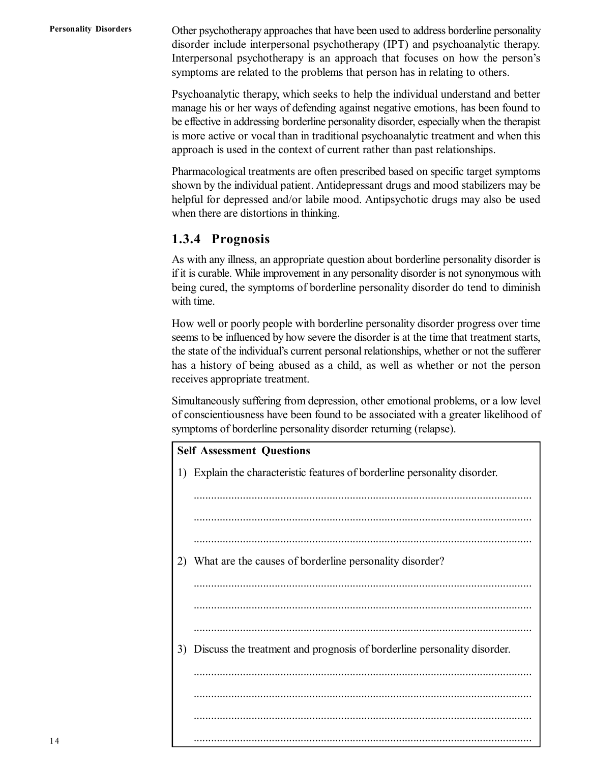Other psychotherapy approaches that have been used to address borderline personality disorder include interpersonal psychotherapy (IPT) and psychoanalytic therapy. Interpersonal psychotherapy is an approach that focuses on how the person's symptoms are related to the problems that person has in relating to others.

Psychoanalytic therapy, which seeks to help the individual understand and better manage his or her ways of defending against negative emotions, has been found to be effective in addressing borderline personality disorder, especially when the therapist is more active or vocal than in traditional psychoanalytic treatment and when this approach is used in the context of current rather than past relationships.

Pharmacological treatments are often prescribed based on specific target symptoms shown by the individual patient. Antidepressant drugs and mood stabilizers may be helpful for depressed and/or labile mood. Antipsychotic drugs may also be used when there are distortions in thinking.

### 1.3.4 Prognosis

As with any illness, an appropriate question about borderline personality disorder is if it is curable. While improvement in any personality disorder is not synonymous with being cured, the symptoms of borderline personality disorder do tend to diminish with time.

How well or poorly people with borderline personality disorder progress over time seems to be influenced by how severe the disorder is at the time that treatment starts, the state of the individual's current personal relationships, whether or not the sufferer has a history of being abused as a child, as well as whether or not the person receives appropriate treatment.

Simultaneously suffering from depression, other emotional problems, or a low level of conscientiousness have been found to be associated with a greater likelihood of symptoms of borderline personality disorder returning (relapse).

**Self Assessment Questions**

1) Explain the characteristic features of borderline personality disorder.

.....................................................................................................................

.....................................................................................................................

.....................................................................................................................

2) What are the causes of borderline personality disorder?

.....................................................................................................................

.....................................................................................................................

.....................................................................................................................

3) Discuss the treatment and prognosis of borderline personality disorder.

.....................................................................................................................

.....................................................................................................................

.....................................................................................................................

.....................................................................................................................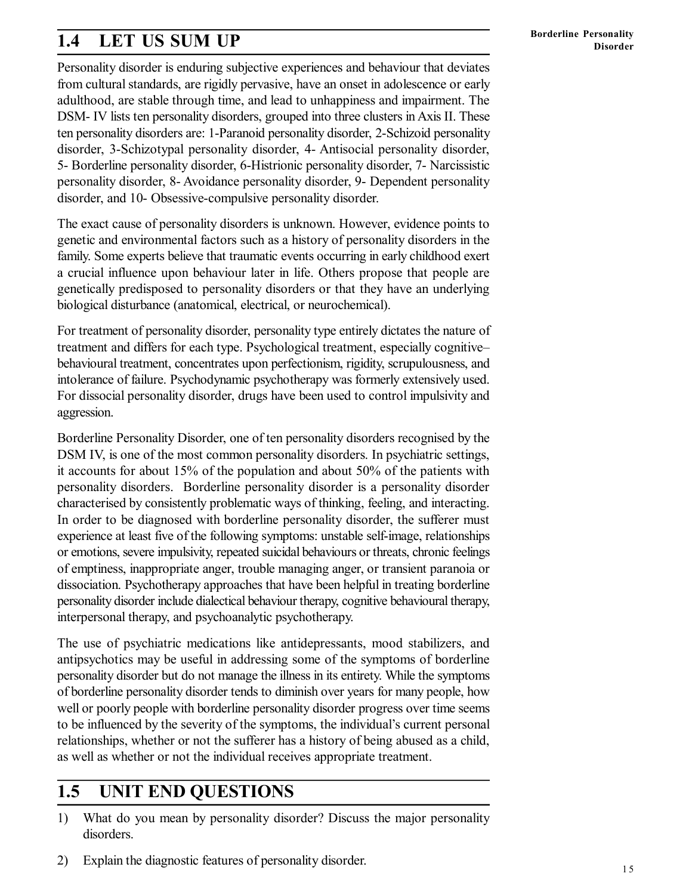## 1.4 LET US SUM UP

Personality disorder is enduring subjective experiences and behaviour that deviates from cultural standards, are rigidly pervasive, have an onset in adolescence or early adulthood, are stable through time, and lead to unhappiness and impairment. The DSM- IV lists ten personality disorders, grouped into three clusters in Axis II. These ten personality disorders are: 1-Paranoid personality disorder, 2-Schizoid personality disorder, 3-Schizotypal personality disorder, 4- Antisocial personality disorder, 5- Borderline personality disorder, 6-Histrionic personality disorder, 7- Narcissistic personality disorder, 8- Avoidance personality disorder, 9- Dependent personality disorder, and 10- Obsessive-compulsive personality disorder.

The exact cause of personality disorders is unknown. However, evidence points to genetic and environmental factors such as a history of personality disorders in the family. Some experts believe that traumatic events occurring in early childhood exert a crucial influence upon behaviour later in life. Others propose that people are genetically predisposed to personality disorders or that they have an underlying biological disturbance (anatomical, electrical, or neurochemical).

For treatment of personality disorder, personality type entirely dictates the nature of treatment and differs for each type. Psychological treatment, especially cognitive–behavioural treatment, concentrates upon perfectionism, rigidity, scrupulousness, and intolerance of failure. Psychodynamic psychotherapy was formerly extensively used. For dissocial personality disorder, drugs have been used to control impulsivity and aggression.

Borderline Personality Disorder, one of ten personality disorders recognised by the DSM IV, is one of the most common personality disorders. In psychiatric settings, it accounts for about 15% of the population and about 50% of the patients with personality disorders. Borderline personality disorder is a personality disorder characterised by consistently problematic ways of thinking, feeling, and interacting. In order to be diagnosed with borderline personality disorder, the sufferer must experience at least five of the following symptoms: unstable self-image, relationships or emotions, severe impulsivity, repeated suicidal behaviours or threats, chronic feelings of emptiness, inappropriate anger, trouble managing anger, or transient paranoia or dissociation. Psychotherapy approaches that have been helpful in treating borderline personality disorder include dialectical behaviour therapy, cognitive behavioural therapy, interpersonal therapy, and psychoanalytic psychotherapy.

The use of psychiatric medications like antidepressants, mood stabilizers, and antipsychotics may be useful in addressing some of the symptoms of borderline personality disorder but do not manage the illness in its entirety. While the symptoms of borderline personality disorder tends to diminish over years for many people, how well or poorly people with borderline personality disorder progress over time seems to be influenced by the severity of the symptoms, the individual's current personal relationships, whether or not the sufferer has a history of being abused as a child, as well as whether or not the individual receives appropriate treatment.

## 1.5 UNIT END QUESTIONS

1) What do you mean by personality disorder? Discuss the major personality disorders.

2) Explain the diagnostic features of personality disorder.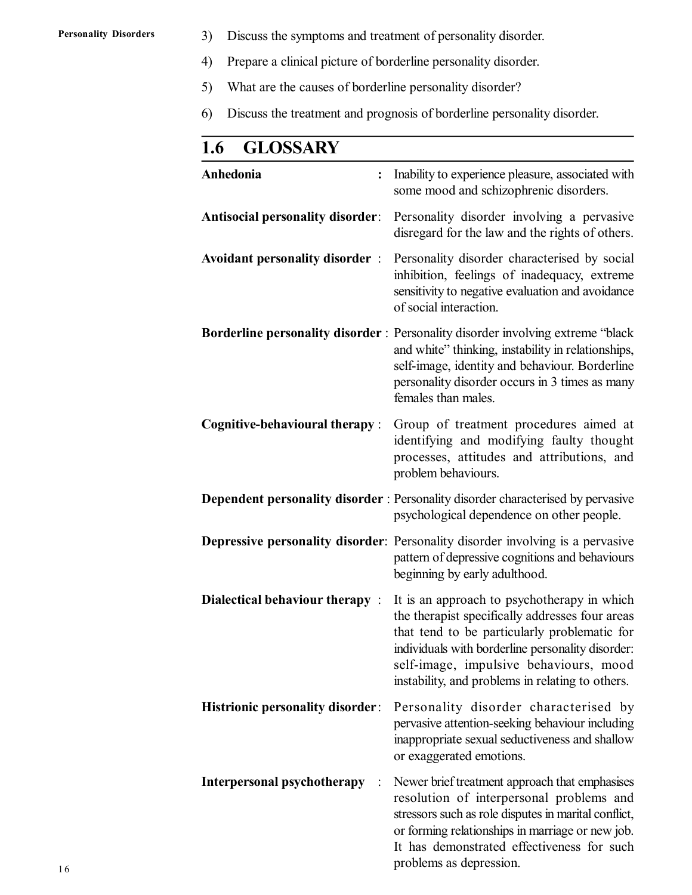3) Discuss the symptoms and treatment of personality disorder.

4) Prepare a clinical picture of borderline personality disorder.

5) What are the causes of borderline personality disorder?

6) Discuss the treatment and prognosis of borderline personality disorder.

## 1.6 GLOSSARY

**Anhedonia** : Inability to experience pleasure, associated with some mood and schizophrenic disorders.

**Antisocial personality disorder**: Personality disorder involving a pervasive disregard for the law and the rights of others.

**Avoidant personality disorder** : Personality disorder characterised by social inhibition, feelings of inadequacy, extreme sensitivity to negative evaluation and avoidance of social interaction.

**Borderline personality disorder** : Personality disorder involving extreme "black and white" thinking, instability in relationships, self-image, identity and behaviour. Borderline personality disorder occurs in 3 times as many females than males.

**Cognitive-behavioural therapy** : Group of treatment procedures aimed at identifying and modifying faulty thought processes, attitudes and attributions, and problem behaviours.

**Dependent personality disorder** : Personality disorder characterised by pervasive psychological dependence on other people.

**Depressive personality disorder**: Personality disorder involving is a pervasive pattern of depressive cognitions and behaviours beginning by early adulthood.

**Dialectical behaviour therapy** : It is an approach to psychotherapy in which the therapist specifically addresses four areas that tend to be particularly problematic for individuals with borderline personality disorder: self-image, impulsive behaviours, mood instability, and problems in relating to others.

**Histrionic personality disorder**: Personality disorder characterised by pervasive attention-seeking behaviour including inappropriate sexual seductiveness and shallow or exaggerated emotions.

**Interpersonal psychotherapy** : Newer brief treatment approach that emphasises resolution of interpersonal problems and stressors such as role disputes in marital conflict, or forming relationships in marriage or new job. It has demonstrated effectiveness for such problems as depression.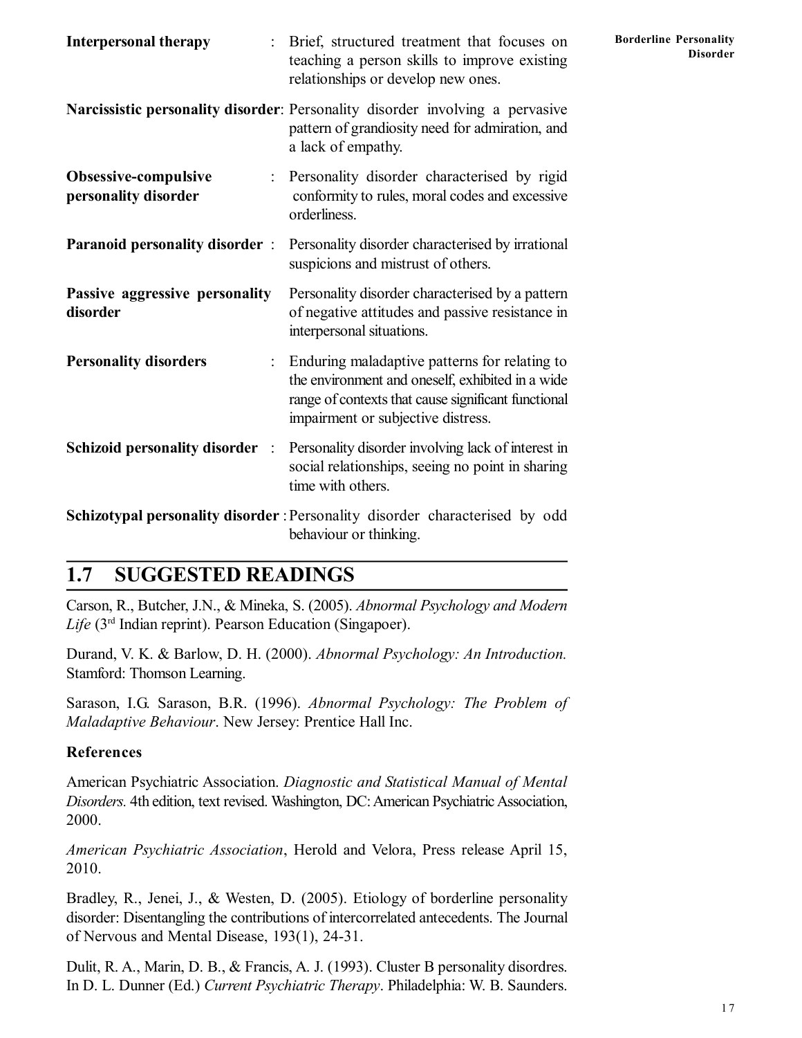**Interpersonal therapy** : Brief, structured treatment that focuses on teaching a person skills to improve existing relationships or develop new ones.

**Narcissistic personality disorder**: Personality disorder involving a pervasive pattern of grandiosity need for admiration, and a lack of empathy.

**Obsessive-compulsive personality disorder** : Personality disorder characterised by rigid conformity to rules, moral codes and excessive orderliness.

**Paranoid personality disorder** : Personality disorder characterised by irrational suspicions and mistrust of others.

**Passive aggressive personality disorder** Personality disorder characterised by a pattern of negative attitudes and passive resistance in interpersonal situations.

**Personality disorders** : Enduring maladaptive patterns for relating to the environment and oneself, exhibited in a wide range of contexts that cause significant functional impairment or subjective distress.

**Schizoid personality disorder** : Personality disorder involving lack of interest in social relationships, seeing no point in sharing time with others.

**Schizotypal personality disorder** : Personality disorder characterised by odd behaviour or thinking.

## 1.7 SUGGESTED READINGS

Carson, R., Butcher, J.N., & Mineka, S. (2005). *Abnormal Psychology and Modern Life* (3rd Indian reprint). Pearson Education (Singapoer).

Durand, V. K. & Barlow, D. H. (2000). *Abnormal Psychology: An Introduction.* Stamford: Thomson Learning.

Sarason, I.G. Sarason, B.R. (1996). *Abnormal Psychology: The Problem of Maladaptive Behaviour*. New Jersey: Prentice Hall Inc.

### References

American Psychiatric Association. *Diagnostic and Statistical Manual of Mental Disorders.* 4th edition, text revised. Washington, DC: American Psychiatric Association, 2000.

*American Psychiatric Association*, Herold and Velora, Press release April 15, 2010.

Bradley, R., Jenei, J., & Westen, D. (2005). Etiology of borderline personality disorder: Disentangling the contributions of intercorrelated antecedents. The Journal of Nervous and Mental Disease, 193(1), 24-31.

Dulit, R. A., Marin, D. B., & Francis, A. J. (1993). Cluster B personality disordres. In D. L. Dunner (Ed.) *Current Psychiatric Therapy*. Philadelphia: W. B. Saunders.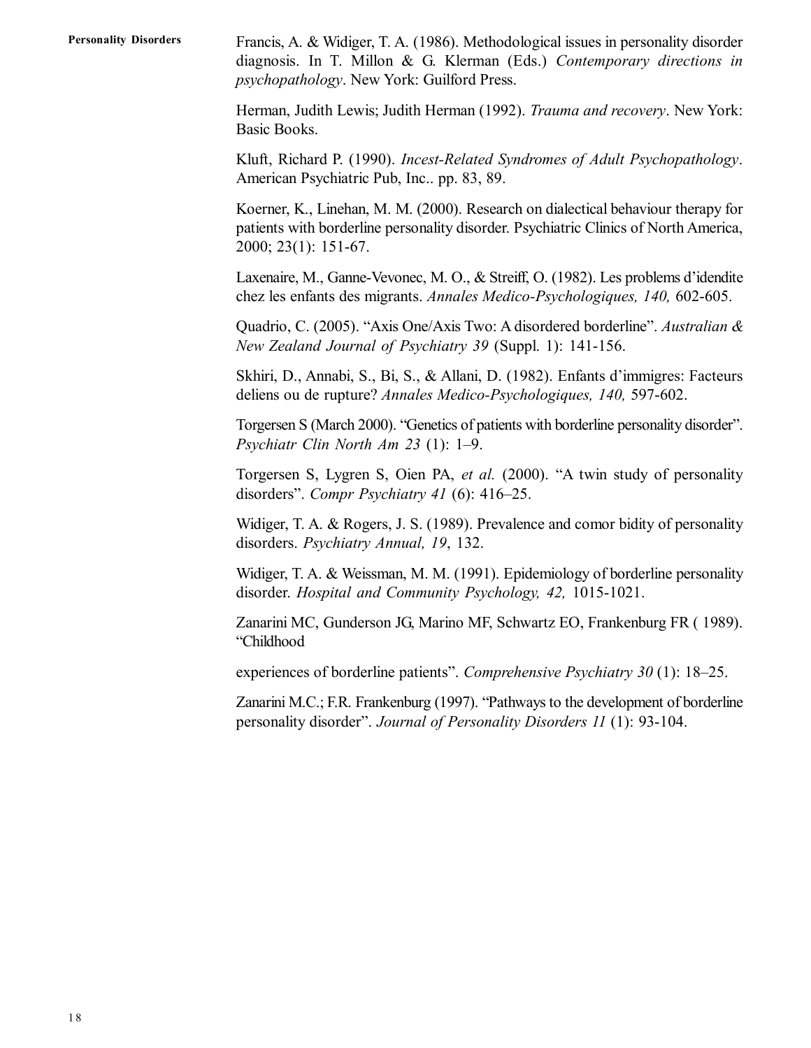Francis, A. & Widiger, T. A. (1986). Methodological issues in personality disorder diagnosis. In T. Millon & G. Klerman (Eds.) *Contemporary directions in psychopathology*. New York: Guilford Press.

Herman, Judith Lewis; Judith Herman (1992). *Trauma and recovery*. New York: Basic Books.

Kluft, Richard P. (1990). *Incest-Related Syndromes of Adult Psychopathology*. American Psychiatric Pub, Inc.. pp. 83, 89.

Koerner, K., Linehan, M. M. (2000). Research on dialectical behaviour therapy for patients with borderline personality disorder. Psychiatric Clinics of North America, 2000; 23(1): 151-67.

Laxenaire, M., Ganne-Vevonec, M. O., & Streiff, O. (1982). Les problems d'idendite chez les enfants des migrants. *Annales Medico-Psychologiques, 140,* 602-605.

Quadrio, C. (2005). "Axis One/Axis Two: A disordered borderline". *Australian & New Zealand Journal of Psychiatry 39* (Suppl. 1): 141-156.

Skhiri, D., Annabi, S., Bi, S., & Allani, D. (1982). Enfants d'immigres: Facteurs deliens ou de rupture? *Annales Medico-Psychologiques, 140,* 597-602.

Torgersen S (March 2000). "Genetics of patients with borderline personality disorder". *Psychiatr Clin North Am 23* (1): 1–9.

Torgersen S, Lygren S, Oien PA, *et al.* (2000). "A twin study of personality disorders". *Compr Psychiatry 41* (6): 416–25.

Widiger, T. A. & Rogers, J. S. (1989). Prevalence and comor bidity of personality disorders. *Psychiatry Annual, 19*, 132.

Widiger, T. A. & Weissman, M. M. (1991). Epidemiology of borderline personality disorder. *Hospital and Community Psychology, 42,* 1015-1021.

Zanarini MC, Gunderson JG, Marino MF, Schwartz EO, Frankenburg FR ( 1989). "Childhood

experiences of borderline patients". *Comprehensive Psychiatry 30* (1): 18–25.

Zanarini M.C.; F.R. Frankenburg (1997). "Pathways to the development of borderline personality disorder". *Journal of Personality Disorders 11* (1): 93-104.